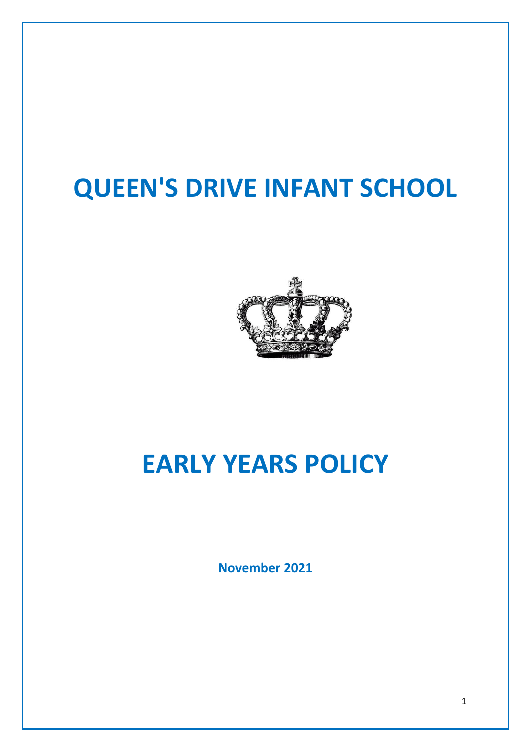# QUEEN'S DRIVE INFANT SCHOOL

# EARLY YEARS POLICY

**November 2021**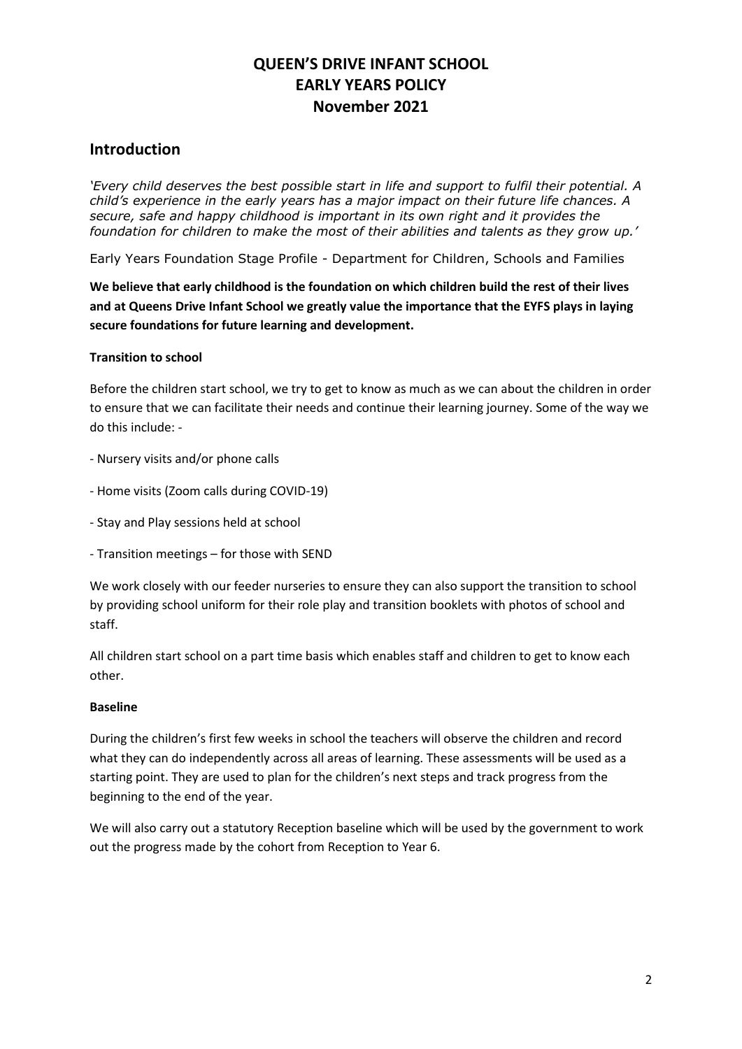# QUEEN'S DRIVE INFANT SCHOOL
# EARLY YEARS POLICY
# November 2021

## Introduction

*'Every child deserves the best possible start in life and support to fulfil their potential. A child's experience in the early years has a major impact on their future life chances. A secure, safe and happy childhood is important in its own right and it provides the foundation for children to make the most of their abilities and talents as they grow up.'*

Early Years Foundation Stage Profile - Department for Children, Schools and Families

**We believe that early childhood is the foundation on which children build the rest of their lives and at Queens Drive Infant School we greatly value the importance that the EYFS plays in laying secure foundations for future learning and development.**

**Transition to school**

Before the children start school, we try to get to know as much as we can about the children in order to ensure that we can facilitate their needs and continue their learning journey. Some of the way we do this include: -

- Nursery visits and/or phone calls
- Home visits (Zoom calls during COVID-19)
- Stay and Play sessions held at school
- Transition meetings – for those with SEND

We work closely with our feeder nurseries to ensure they can also support the transition to school by providing school uniform for their role play and transition booklets with photos of school and staff.

All children start school on a part time basis which enables staff and children to get to know each other.

**Baseline**

During the children's first few weeks in school the teachers will observe the children and record what they can do independently across all areas of learning. These assessments will be used as a starting point. They are used to plan for the children's next steps and track progress from the beginning to the end of the year.

We will also carry out a statutory Reception baseline which will be used by the government to work out the progress made by the cohort from Reception to Year 6.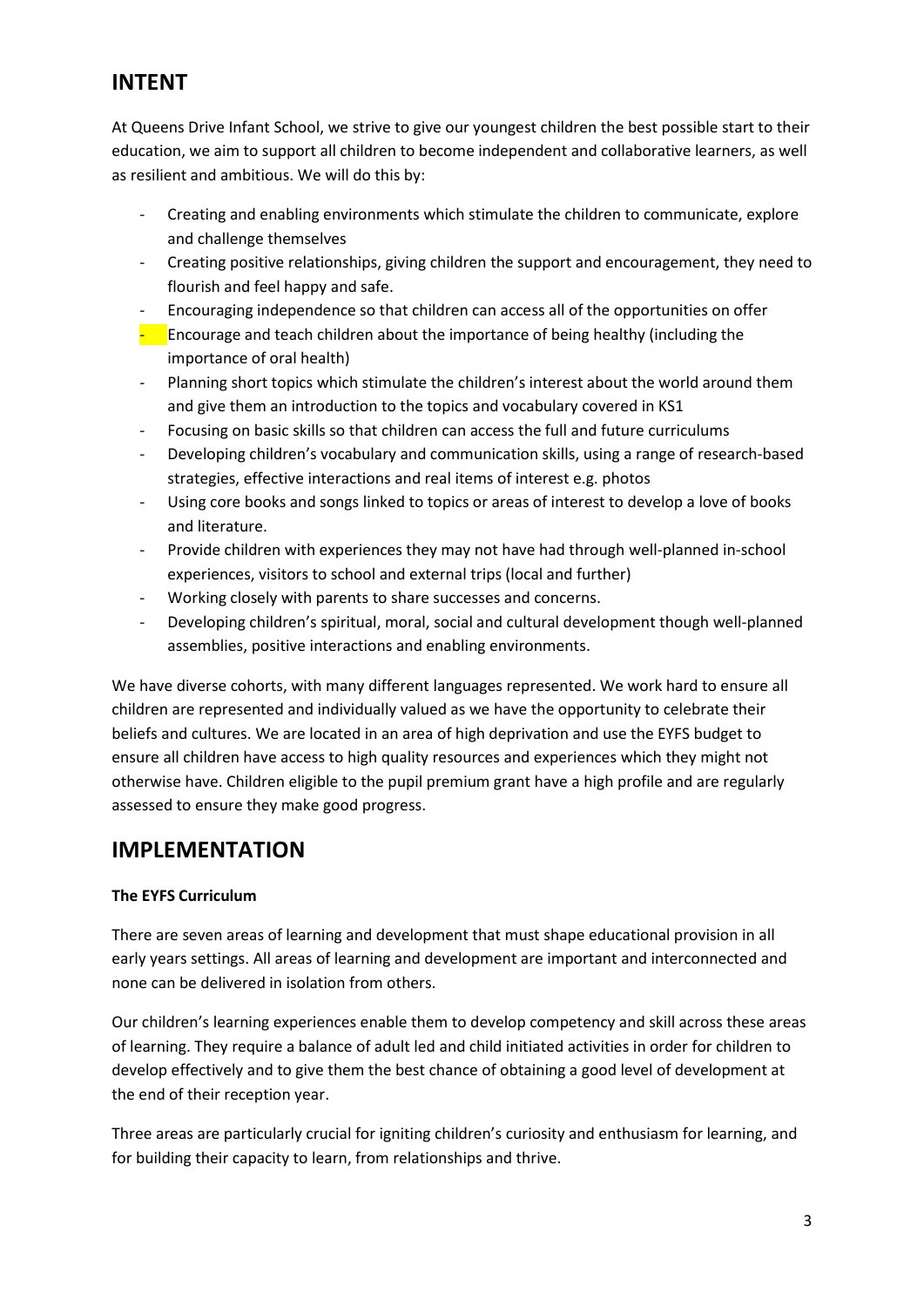## INTENT

At Queens Drive Infant School, we strive to give our youngest children the best possible start to their education, we aim to support all children to become independent and collaborative learners, as well as resilient and ambitious. We will do this by:

- Creating and enabling environments which stimulate the children to communicate, explore and challenge themselves
- Creating positive relationships, giving children the support and encouragement, they need to flourish and feel happy and safe.
- Encouraging independence so that children can access all of the opportunities on offer
- Encourage and teach children about the importance of being healthy (including the importance of oral health)
- Planning short topics which stimulate the children's interest about the world around them and give them an introduction to the topics and vocabulary covered in KS1
- Focusing on basic skills so that children can access the full and future curriculums
- Developing children's vocabulary and communication skills, using a range of research-based strategies, effective interactions and real items of interest e.g. photos
- Using core books and songs linked to topics or areas of interest to develop a love of books and literature.
- Provide children with experiences they may not have had through well-planned in-school experiences, visitors to school and external trips (local and further)
- Working closely with parents to share successes and concerns.
- Developing children's spiritual, moral, social and cultural development though well-planned assemblies, positive interactions and enabling environments.

We have diverse cohorts, with many different languages represented. We work hard to ensure all children are represented and individually valued as we have the opportunity to celebrate their beliefs and cultures. We are located in an area of high deprivation and use the EYFS budget to ensure all children have access to high quality resources and experiences which they might not otherwise have. Children eligible to the pupil premium grant have a high profile and are regularly assessed to ensure they make good progress.

## IMPLEMENTATION

**The EYFS Curriculum**

There are seven areas of learning and development that must shape educational provision in all early years settings. All areas of learning and development are important and interconnected and none can be delivered in isolation from others.

Our children's learning experiences enable them to develop competency and skill across these areas of learning. They require a balance of adult led and child initiated activities in order for children to develop effectively and to give them the best chance of obtaining a good level of development at the end of their reception year.

Three areas are particularly crucial for igniting children's curiosity and enthusiasm for learning, and for building their capacity to learn, from relationships and thrive.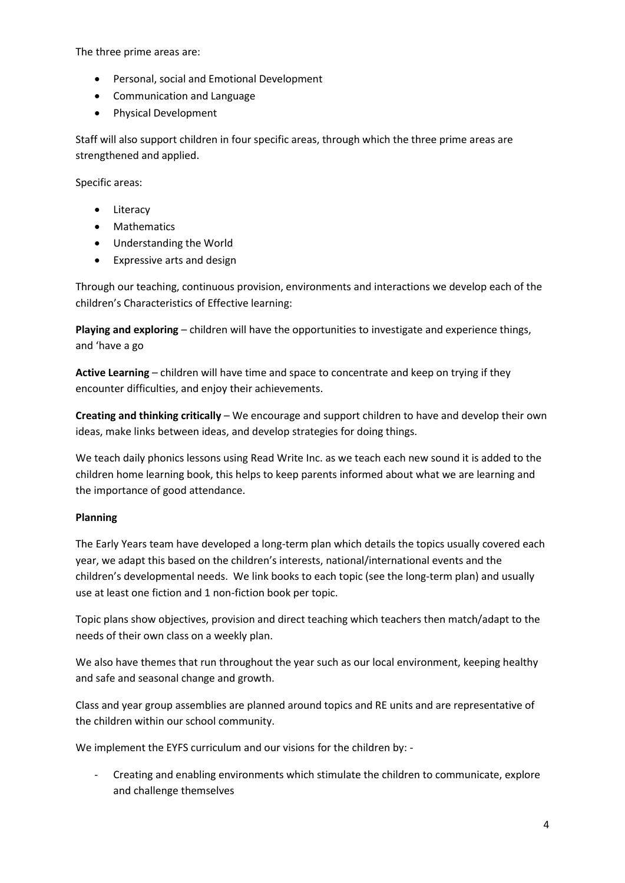The three prime areas are:

- Personal, social and Emotional Development
- Communication and Language
- Physical Development

Staff will also support children in four specific areas, through which the three prime areas are strengthened and applied.

Specific areas:

- Literacy
- Mathematics
- Understanding the World
- Expressive arts and design

Through our teaching, continuous provision, environments and interactions we develop each of the children's Characteristics of Effective learning:

**Playing and exploring** – children will have the opportunities to investigate and experience things, and 'have a go

**Active Learning** – children will have time and space to concentrate and keep on trying if they encounter difficulties, and enjoy their achievements.

**Creating and thinking critically** – We encourage and support children to have and develop their own ideas, make links between ideas, and develop strategies for doing things.

We teach daily phonics lessons using Read Write Inc. as we teach each new sound it is added to the children home learning book, this helps to keep parents informed about what we are learning and the importance of good attendance.

**Planning**

The Early Years team have developed a long-term plan which details the topics usually covered each year, we adapt this based on the children's interests, national/international events and the children's developmental needs. We link books to each topic (see the long-term plan) and usually use at least one fiction and 1 non-fiction book per topic.

Topic plans show objectives, provision and direct teaching which teachers then match/adapt to the needs of their own class on a weekly plan.

We also have themes that run throughout the year such as our local environment, keeping healthy and safe and seasonal change and growth.

Class and year group assemblies are planned around topics and RE units and are representative of the children within our school community.

We implement the EYFS curriculum and our visions for the children by: -

- Creating and enabling environments which stimulate the children to communicate, explore and challenge themselves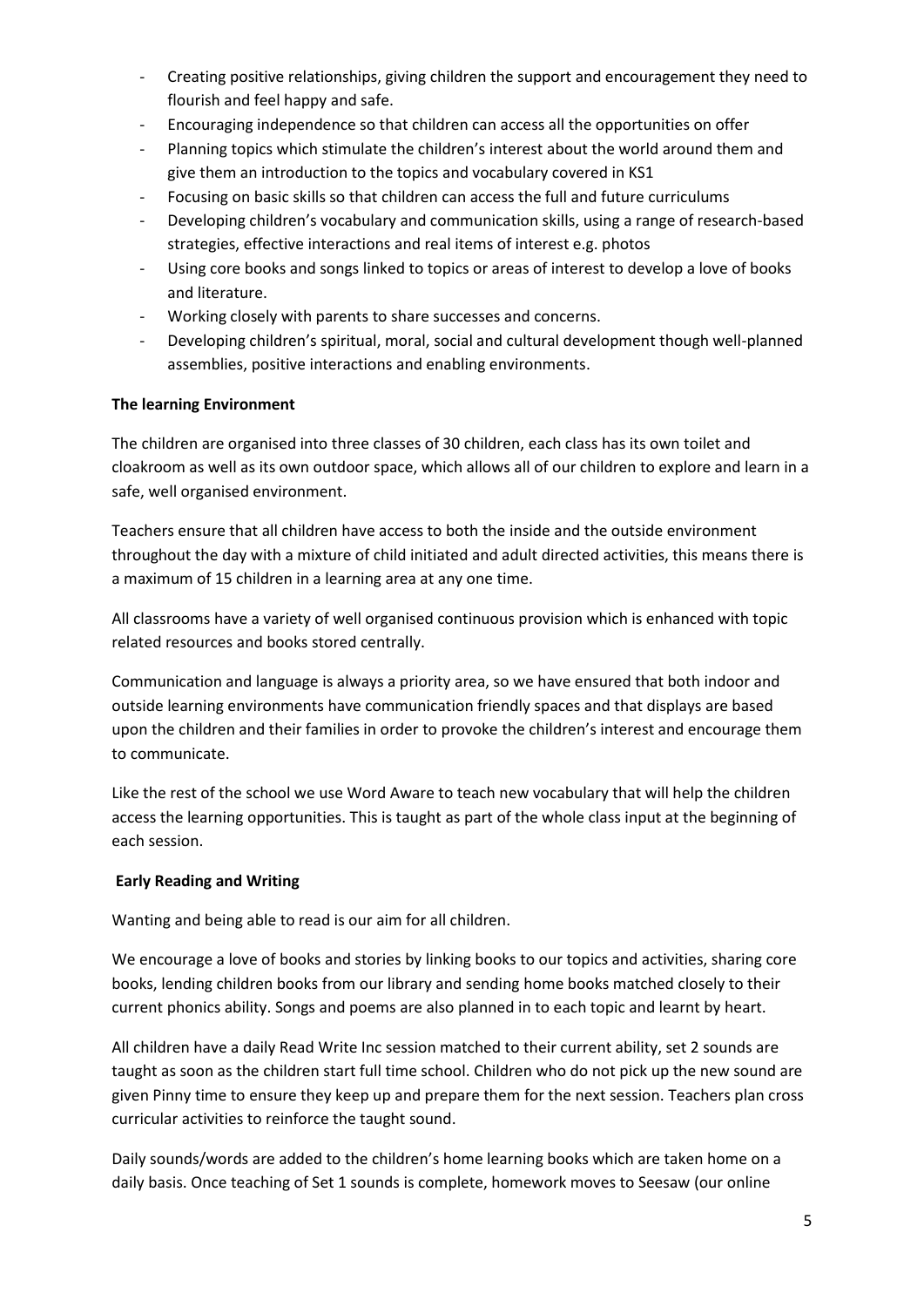- Creating positive relationships, giving children the support and encouragement they need to flourish and feel happy and safe.
- Encouraging independence so that children can access all the opportunities on offer
- Planning topics which stimulate the children's interest about the world around them and give them an introduction to the topics and vocabulary covered in KS1
- Focusing on basic skills so that children can access the full and future curriculums
- Developing children's vocabulary and communication skills, using a range of research-based strategies, effective interactions and real items of interest e.g. photos
- Using core books and songs linked to topics or areas of interest to develop a love of books and literature.
- Working closely with parents to share successes and concerns.
- Developing children's spiritual, moral, social and cultural development though well-planned assemblies, positive interactions and enabling environments.

**The learning Environment**

The children are organised into three classes of 30 children, each class has its own toilet and cloakroom as well as its own outdoor space, which allows all of our children to explore and learn in a safe, well organised environment.

Teachers ensure that all children have access to both the inside and the outside environment throughout the day with a mixture of child initiated and adult directed activities, this means there is a maximum of 15 children in a learning area at any one time.

All classrooms have a variety of well organised continuous provision which is enhanced with topic related resources and books stored centrally.

Communication and language is always a priority area, so we have ensured that both indoor and outside learning environments have communication friendly spaces and that displays are based upon the children and their families in order to provoke the children's interest and encourage them to communicate.

Like the rest of the school we use Word Aware to teach new vocabulary that will help the children access the learning opportunities. This is taught as part of the whole class input at the beginning of each session.

**Early Reading and Writing**

Wanting and being able to read is our aim for all children.

We encourage a love of books and stories by linking books to our topics and activities, sharing core books, lending children books from our library and sending home books matched closely to their current phonics ability. Songs and poems are also planned in to each topic and learnt by heart.

All children have a daily Read Write Inc session matched to their current ability, set 2 sounds are taught as soon as the children start full time school. Children who do not pick up the new sound are given Pinny time to ensure they keep up and prepare them for the next session. Teachers plan cross curricular activities to reinforce the taught sound.

Daily sounds/words are added to the children's home learning books which are taken home on a daily basis. Once teaching of Set 1 sounds is complete, homework moves to Seesaw (our online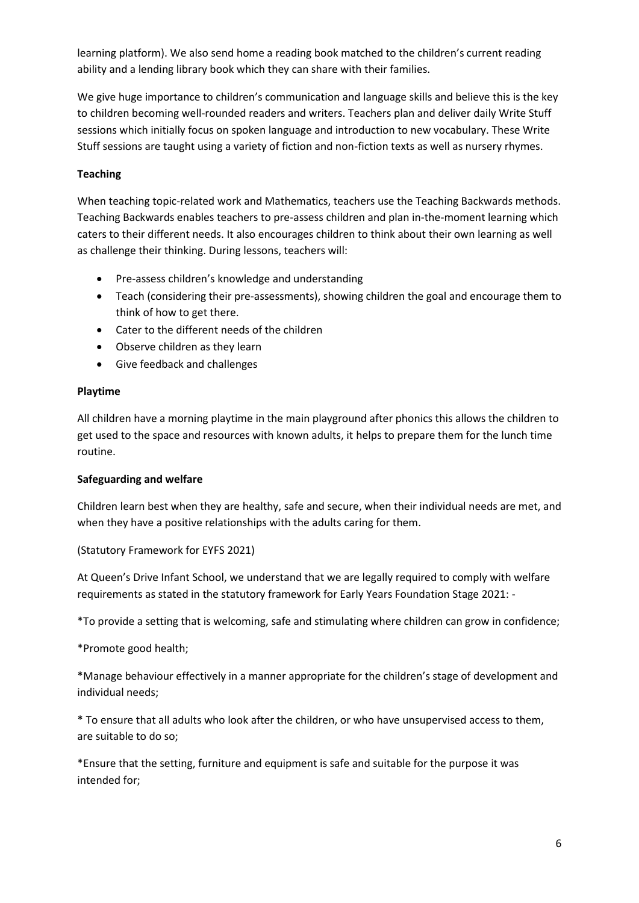learning platform). We also send home a reading book matched to the children's current reading ability and a lending library book which they can share with their families.

We give huge importance to children's communication and language skills and believe this is the key to children becoming well-rounded readers and writers. Teachers plan and deliver daily Write Stuff sessions which initially focus on spoken language and introduction to new vocabulary. These Write Stuff sessions are taught using a variety of fiction and non-fiction texts as well as nursery rhymes.

**Teaching**

When teaching topic-related work and Mathematics, teachers use the Teaching Backwards methods. Teaching Backwards enables teachers to pre-assess children and plan in-the-moment learning which caters to their different needs. It also encourages children to think about their own learning as well as challenge their thinking. During lessons, teachers will:

- Pre-assess children's knowledge and understanding
- Teach (considering their pre-assessments), showing children the goal and encourage them to think of how to get there.
- Cater to the different needs of the children
- Observe children as they learn
- Give feedback and challenges

**Playtime**

All children have a morning playtime in the main playground after phonics this allows the children to get used to the space and resources with known adults, it helps to prepare them for the lunch time routine.

**Safeguarding and welfare**

Children learn best when they are healthy, safe and secure, when their individual needs are met, and when they have a positive relationships with the adults caring for them.

(Statutory Framework for EYFS 2021)

At Queen's Drive Infant School, we understand that we are legally required to comply with welfare requirements as stated in the statutory framework for Early Years Foundation Stage 2021: -

*To provide a setting that is welcoming, safe and stimulating where children can grow in confidence;

*Promote good health;

*Manage behaviour effectively in a manner appropriate for the children's stage of development and individual needs;

* To ensure that all adults who look after the children, or who have unsupervised access to them, are suitable to do so;

*Ensure that the setting, furniture and equipment is safe and suitable for the purpose it was intended for;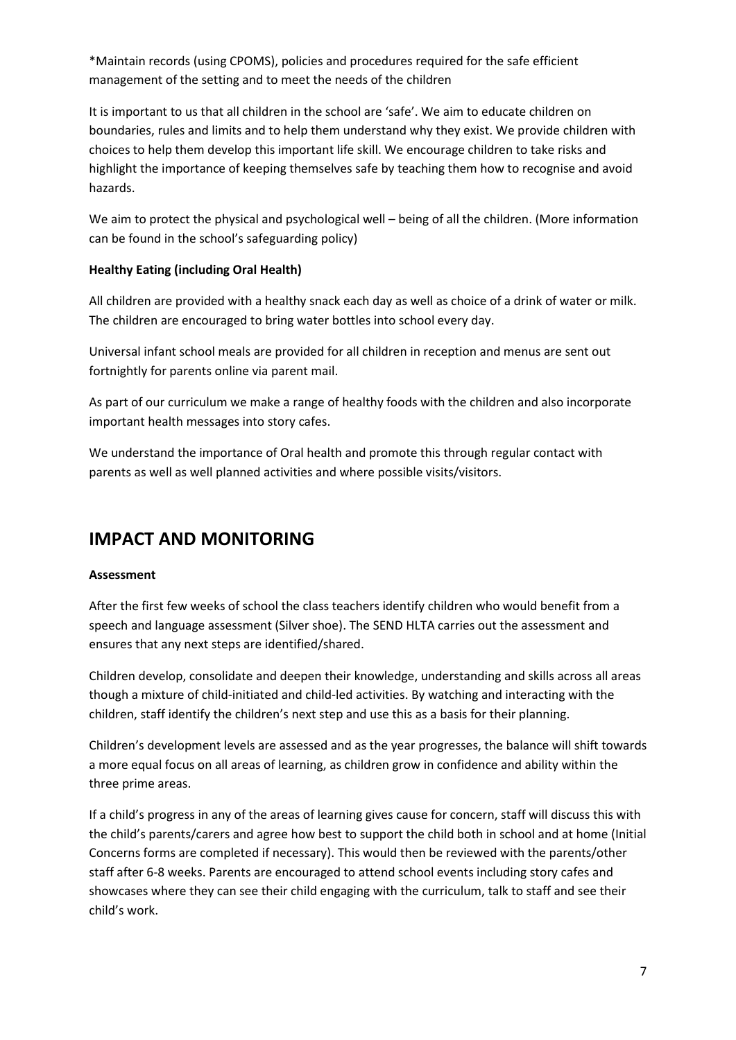*Maintain records (using CPOMS), policies and procedures required for the safe efficient management of the setting and to meet the needs of the children

It is important to us that all children in the school are 'safe'. We aim to educate children on boundaries, rules and limits and to help them understand why they exist. We provide children with choices to help them develop this important life skill. We encourage children to take risks and highlight the importance of keeping themselves safe by teaching them how to recognise and avoid hazards.

We aim to protect the physical and psychological well – being of all the children. (More information can be found in the school's safeguarding policy)

**Healthy Eating (including Oral Health)**

All children are provided with a healthy snack each day as well as choice of a drink of water or milk. The children are encouraged to bring water bottles into school every day.

Universal infant school meals are provided for all children in reception and menus are sent out fortnightly for parents online via parent mail.

As part of our curriculum we make a range of healthy foods with the children and also incorporate important health messages into story cafes.

We understand the importance of Oral health and promote this through regular contact with parents as well as well planned activities and where possible visits/visitors.

## IMPACT AND MONITORING

**Assessment**

After the first few weeks of school the class teachers identify children who would benefit from a speech and language assessment (Silver shoe). The SEND HLTA carries out the assessment and ensures that any next steps are identified/shared.

Children develop, consolidate and deepen their knowledge, understanding and skills across all areas though a mixture of child-initiated and child-led activities. By watching and interacting with the children, staff identify the children's next step and use this as a basis for their planning.

Children's development levels are assessed and as the year progresses, the balance will shift towards a more equal focus on all areas of learning, as children grow in confidence and ability within the three prime areas.

If a child's progress in any of the areas of learning gives cause for concern, staff will discuss this with the child's parents/carers and agree how best to support the child both in school and at home (Initial Concerns forms are completed if necessary). This would then be reviewed with the parents/other staff after 6-8 weeks. Parents are encouraged to attend school events including story cafes and showcases where they can see their child engaging with the curriculum, talk to staff and see their child's work.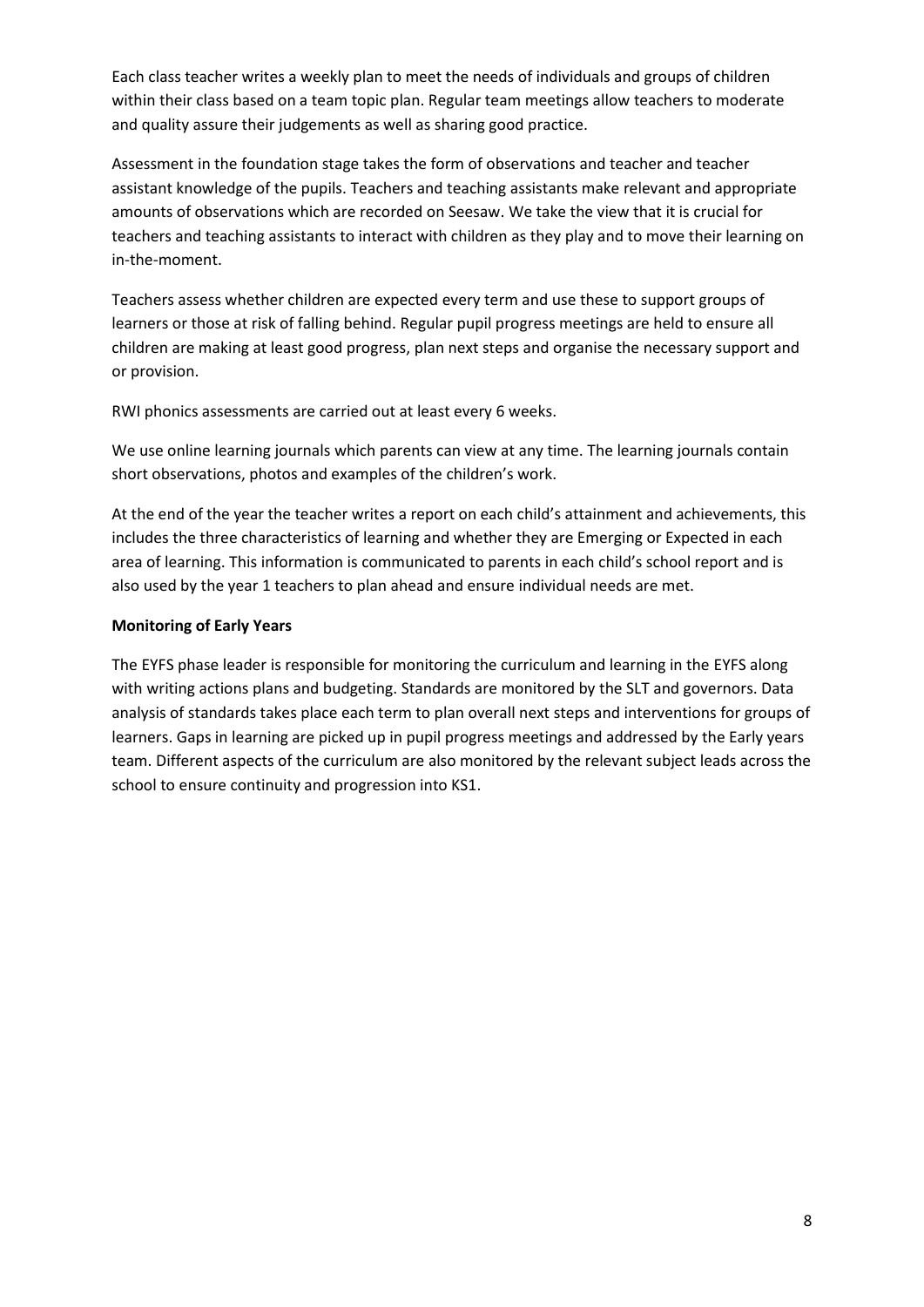Each class teacher writes a weekly plan to meet the needs of individuals and groups of children within their class based on a team topic plan. Regular team meetings allow teachers to moderate and quality assure their judgements as well as sharing good practice.

Assessment in the foundation stage takes the form of observations and teacher and teacher assistant knowledge of the pupils. Teachers and teaching assistants make relevant and appropriate amounts of observations which are recorded on Seesaw. We take the view that it is crucial for teachers and teaching assistants to interact with children as they play and to move their learning on in-the-moment.

Teachers assess whether children are expected every term and use these to support groups of learners or those at risk of falling behind. Regular pupil progress meetings are held to ensure all children are making at least good progress, plan next steps and organise the necessary support and or provision.

RWI phonics assessments are carried out at least every 6 weeks.

We use online learning journals which parents can view at any time. The learning journals contain short observations, photos and examples of the children's work.

At the end of the year the teacher writes a report on each child's attainment and achievements, this includes the three characteristics of learning and whether they are Emerging or Expected in each area of learning. This information is communicated to parents in each child's school report and is also used by the year 1 teachers to plan ahead and ensure individual needs are met.

**Monitoring of Early Years**

The EYFS phase leader is responsible for monitoring the curriculum and learning in the EYFS along with writing actions plans and budgeting. Standards are monitored by the SLT and governors. Data analysis of standards takes place each term to plan overall next steps and interventions for groups of learners. Gaps in learning are picked up in pupil progress meetings and addressed by the Early years team. Different aspects of the curriculum are also monitored by the relevant subject leads across the school to ensure continuity and progression into KS1.